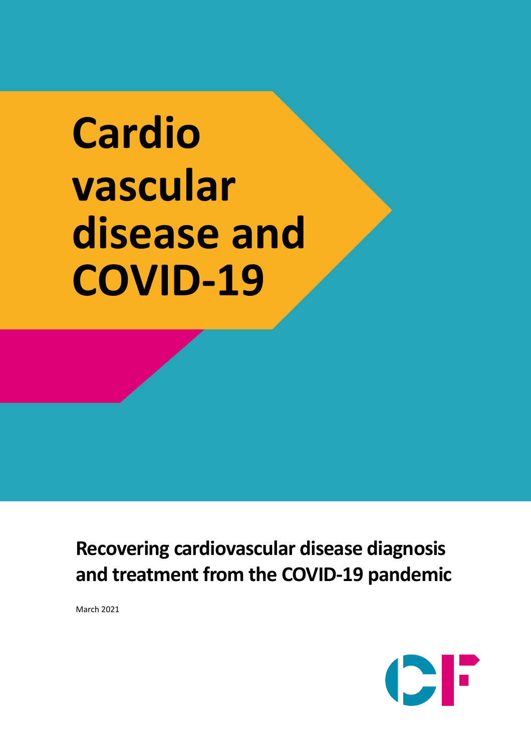# Cardio vascular disease and COVID-19

## Recovering cardiovascular disease diagnosis and treatment from the COVID-19 pandemic

March 2021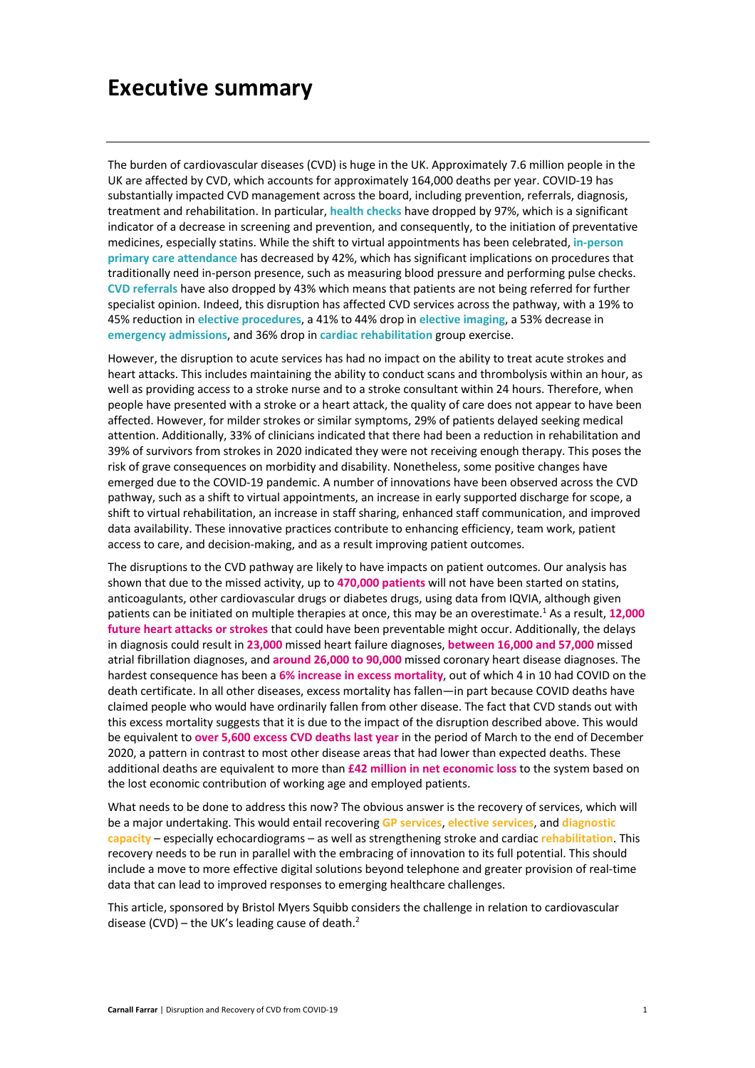# Executive summary

The burden of cardiovascular diseases (CVD) is huge in the UK. Approximately 7.6 million people in the UK are affected by CVD, which accounts for approximately 164,000 deaths per year. COVID-19 has substantially impacted CVD management across the board, including prevention, referrals, diagnosis, treatment and rehabilitation. In particular, **health checks** have dropped by 97%, which is a significant indicator of a decrease in screening and prevention, and consequently, to the initiation of preventative medicines, especially statins. While the shift to virtual appointments has been celebrated, **in-person primary care attendance** has decreased by 42%, which has significant implications on procedures that traditionally need in-person presence, such as measuring blood pressure and performing pulse checks. **CVD referrals** have also dropped by 43% which means that patients are not being referred for further specialist opinion. Indeed, this disruption has affected CVD services across the pathway, with a 19% to 45% reduction in **elective procedures**, a 41% to 44% drop in **elective imaging**, a 53% decrease in **emergency admissions**, and 36% drop in **cardiac rehabilitation** group exercise.

However, the disruption to acute services has had no impact on the ability to treat acute strokes and heart attacks. This includes maintaining the ability to conduct scans and thrombolysis within an hour, as well as providing access to a stroke nurse and to a stroke consultant within 24 hours. Therefore, when people have presented with a stroke or a heart attack, the quality of care does not appear to have been affected. However, for milder strokes or similar symptoms, 29% of patients delayed seeking medical attention. Additionally, 33% of clinicians indicated that there had been a reduction in rehabilitation and 39% of survivors from strokes in 2020 indicated they were not receiving enough therapy. This poses the risk of grave consequences on morbidity and disability. Nonetheless, some positive changes have emerged due to the COVID-19 pandemic. A number of innovations have been observed across the CVD pathway, such as a shift to virtual appointments, an increase in early supported discharge for scope, a shift to virtual rehabilitation, an increase in staff sharing, enhanced staff communication, and improved data availability. These innovative practices contribute to enhancing efficiency, team work, patient access to care, and decision-making, and as a result improving patient outcomes.

The disruptions to the CVD pathway are likely to have impacts on patient outcomes. Our analysis has shown that due to the missed activity, up to **470,000 patients** will not have been started on statins, anticoagulants, other cardiovascular drugs or diabetes drugs, using data from IQVIA, although given patients can be initiated on multiple therapies at once, this may be an overestimate.[1] As a result, **12,000 future heart attacks or strokes** that could have been preventable might occur. Additionally, the delays in diagnosis could result in **23,000** missed heart failure diagnoses, **between 16,000 and 57,000** missed atrial fibrillation diagnoses, and **around 26,000 to 90,000** missed coronary heart disease diagnoses. The hardest consequence has been a **6% increase in excess mortality**, out of which 4 in 10 had COVID on the death certificate. In all other diseases, excess mortality has fallen—in part because COVID deaths have claimed people who would have ordinarily fallen from other disease. The fact that CVD stands out with this excess mortality suggests that it is due to the impact of the disruption described above. This would be equivalent to **over 5,600 excess CVD deaths last year** in the period of March to the end of December 2020, a pattern in contrast to most other disease areas that had lower than expected deaths. These additional deaths are equivalent to more than **£42 million in net economic loss** to the system based on the lost economic contribution of working age and employed patients.

What needs to be done to address this now? The obvious answer is the recovery of services, which will be a major undertaking. This would entail recovering **GP services**, **elective services**, and **diagnostic capacity** – especially echocardiograms – as well as strengthening stroke and cardiac **rehabilitation**. This recovery needs to be run in parallel with the embracing of innovation to its full potential. This should include a move to more effective digital solutions beyond telephone and greater provision of real-time data that can lead to improved responses to emerging healthcare challenges.

This article, sponsored by Bristol Myers Squibb considers the challenge in relation to cardiovascular disease (CVD) – the UK's leading cause of death.[2]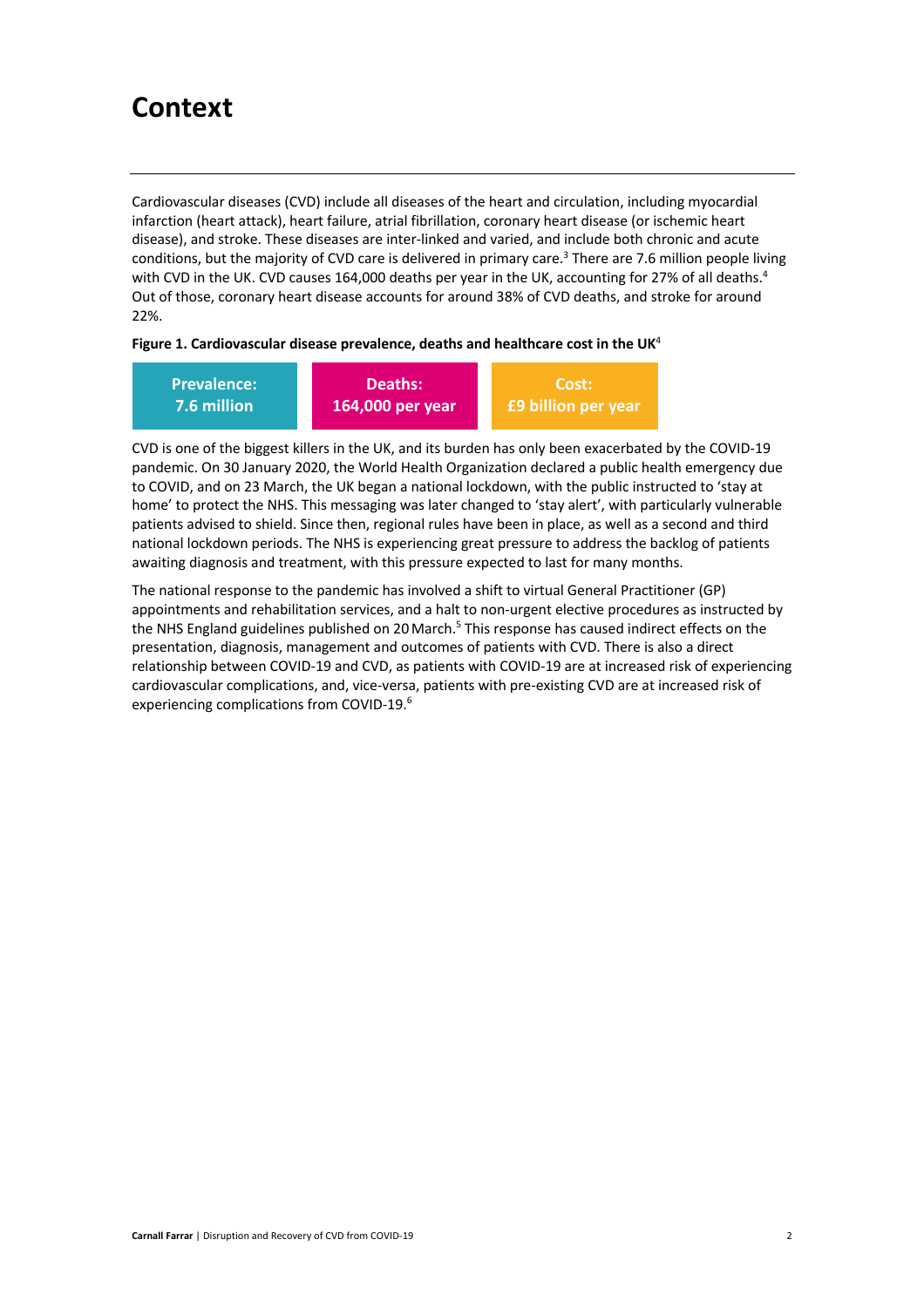# Context

Cardiovascular diseases (CVD) include all diseases of the heart and circulation, including myocardial infarction (heart attack), heart failure, atrial fibrillation, coronary heart disease (or ischemic heart disease), and stroke. These diseases are inter-linked and varied, and include both chronic and acute conditions, but the majority of CVD care is delivered in primary care.[3] There are 7.6 million people living with CVD in the UK. CVD causes 164,000 deaths per year in the UK, accounting for 27% of all deaths.[4] Out of those, coronary heart disease accounts for around 38% of CVD deaths, and stroke for around 22%.

**Figure 1. Cardiovascular disease prevalence, deaths and healthcare cost in the UK**[4]

| Prevalence: | Deaths: | Cost: |
|---|---|---|
| 7.6 million | 164,000 per year | £9 billion per year |

CVD is one of the biggest killers in the UK, and its burden has only been exacerbated by the COVID-19 pandemic. On 30 January 2020, the World Health Organization declared a public health emergency due to COVID, and on 23 March, the UK began a national lockdown, with the public instructed to 'stay at home' to protect the NHS. This messaging was later changed to 'stay alert', with particularly vulnerable patients advised to shield. Since then, regional rules have been in place, as well as a second and third national lockdown periods. The NHS is experiencing great pressure to address the backlog of patients awaiting diagnosis and treatment, with this pressure expected to last for many months.

The national response to the pandemic has involved a shift to virtual General Practitioner (GP) appointments and rehabilitation services, and a halt to non-urgent elective procedures as instructed by the NHS England guidelines published on 20 March.[5] This response has caused indirect effects on the presentation, diagnosis, management and outcomes of patients with CVD. There is also a direct relationship between COVID-19 and CVD, as patients with COVID-19 are at increased risk of experiencing cardiovascular complications, and, vice-versa, patients with pre-existing CVD are at increased risk of experiencing complications from COVID-19.[6]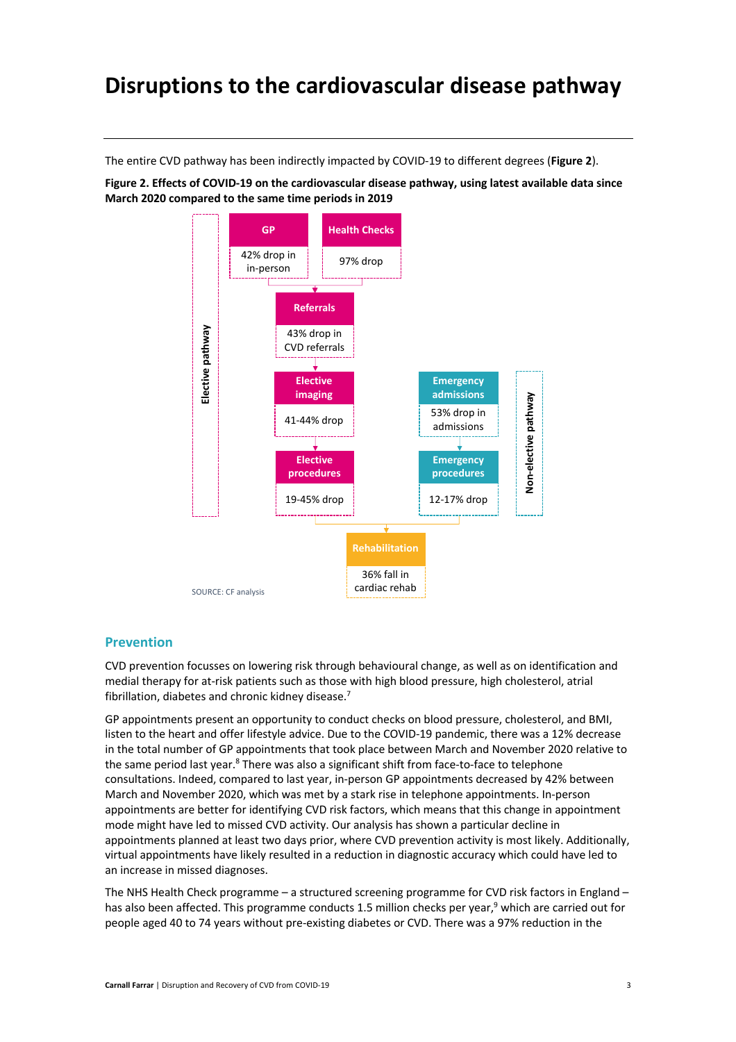# Disruptions to the cardiovascular disease pathway

The entire CVD pathway has been indirectly impacted by COVID-19 to different degrees (**Figure 2**).

**Figure 2. Effects of COVID-19 on the cardiovascular disease pathway, using latest available data since March 2020 compared to the same time periods in 2019**

**Elective pathway**

- **GP**: 42% drop in in-person
- **Health Checks**: 97% drop
- **Referrals**: 43% drop in CVD referrals
- **Elective imaging**: 41-44% drop
- **Elective procedures**: 19-45% drop

**Non-elective pathway**

- **Emergency admissions**: 53% drop in admissions
- **Emergency procedures**: 12-17% drop

**Rehabilitation**: 36% fall in cardiac rehab

SOURCE: CF analysis

## Prevention

CVD prevention focusses on lowering risk through behavioural change, as well as on identification and medial therapy for at-risk patients such as those with high blood pressure, high cholesterol, atrial fibrillation, diabetes and chronic kidney disease.[7]

GP appointments present an opportunity to conduct checks on blood pressure, cholesterol, and BMI, listen to the heart and offer lifestyle advice. Due to the COVID-19 pandemic, there was a 12% decrease in the total number of GP appointments that took place between March and November 2020 relative to the same period last year.[8] There was also a significant shift from face-to-face to telephone consultations. Indeed, compared to last year, in-person GP appointments decreased by 42% between March and November 2020, which was met by a stark rise in telephone appointments. In-person appointments are better for identifying CVD risk factors, which means that this change in appointment mode might have led to missed CVD activity. Our analysis has shown a particular decline in appointments planned at least two days prior, where CVD prevention activity is most likely. Additionally, virtual appointments have likely resulted in a reduction in diagnostic accuracy which could have led to an increase in missed diagnoses.

The NHS Health Check programme – a structured screening programme for CVD risk factors in England – has also been affected. This programme conducts 1.5 million checks per year,[9] which are carried out for people aged 40 to 74 years without pre-existing diabetes or CVD. There was a 97% reduction in the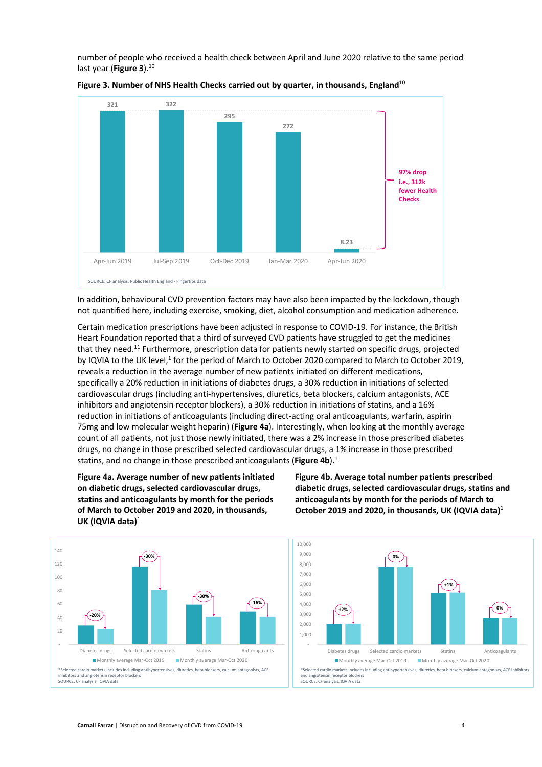number of people who received a health check between April and June 2020 relative to the same period last year (**Figure 3**).[10]

**Figure 3. Number of NHS Health Checks carried out by quarter, in thousands, England**[10]

| Quarter | Health Checks (thousands) |
|---|---|
| Apr-Jun 2019 | 321 |
| Jul-Sep 2019 | 322 |
| Oct-Dec 2019 | 295 |
| Jan-Mar 2020 | 272 |
| Apr-Jun 2020 | 8.23 |

97% drop i.e., 312k fewer Health Checks

SOURCE: CF analysis, Public Health England - Fingertips data

In addition, behavioural CVD prevention factors may have also been impacted by the lockdown, though not quantified here, including exercise, smoking, diet, alcohol consumption and medication adherence.

Certain medication prescriptions have been adjusted in response to COVID-19. For instance, the British Heart Foundation reported that a third of surveyed CVD patients have struggled to get the medicines that they need.[11] Furthermore, prescription data for patients newly started on specific drugs, projected by IQVIA to the UK level,[1] for the period of March to October 2020 compared to March to October 2019, reveals a reduction in the average number of new patients initiated on different medications, specifically a 20% reduction in initiations of diabetes drugs, a 30% reduction in initiations of selected cardiovascular drugs (including anti-hypertensives, diuretics, beta blockers, calcium antagonists, ACE inhibitors and angiotensin receptor blockers), a 30% reduction in initiations of statins, and a 16% reduction in initiations of anticoagulants (including direct-acting oral anticoagulants, warfarin, aspirin 75mg and low molecular weight heparin) (**Figure 4a**). Interestingly, when looking at the monthly average count of all patients, not just those newly initiated, there was a 2% increase in those prescribed diabetes drugs, no change in those prescribed selected cardiovascular drugs, a 1% increase in those prescribed statins, and no change in those prescribed anticoagulants (**Figure 4b**).[1]

**Figure 4a. Average number of new patients initiated on diabetic drugs, selected cardiovascular drugs, statins and anticoagulants by month for the periods of March to October 2019 and 2020, in thousands, UK (IQVIA data)**[1]

| | Diabetes drugs | Selected cardio markets | Statins | Anticoagulants |
|---|---|---|---|---|
| Change | -20% | -30% | -30% | -16% |

Legend: Monthly average Mar-Oct 2019; Monthly average Mar-Oct 2020

*Selected cardio markets includes including antihypertensives, diuretics, beta blockers, calcium antagonists, ACE inhibitors and angiotensin receptor blockers
SOURCE: CF analysis, IQVIA data

**Figure 4b. Average total number patients prescribed diabetic drugs, selected cardiovascular drugs, statins and anticoagulants by month for the periods of March to October 2019 and 2020, in thousands, UK (IQVIA data)**[1]

| | Diabetes drugs | Selected cardio markets | Statins | Anticoagulants |
|---|---|---|---|---|
| Change | +2% | 0% | +1% | 0% |

Legend: Monthly average Mar-Oct 2019; Monthly average Mar-Oct 2020

*Selected cardio markets includes including antihypertensives, diuretics, beta blockers, calcium antagonists, ACE inhibitors and angiotensin receptor blockers
SOURCE: CF analysis, IQVIA data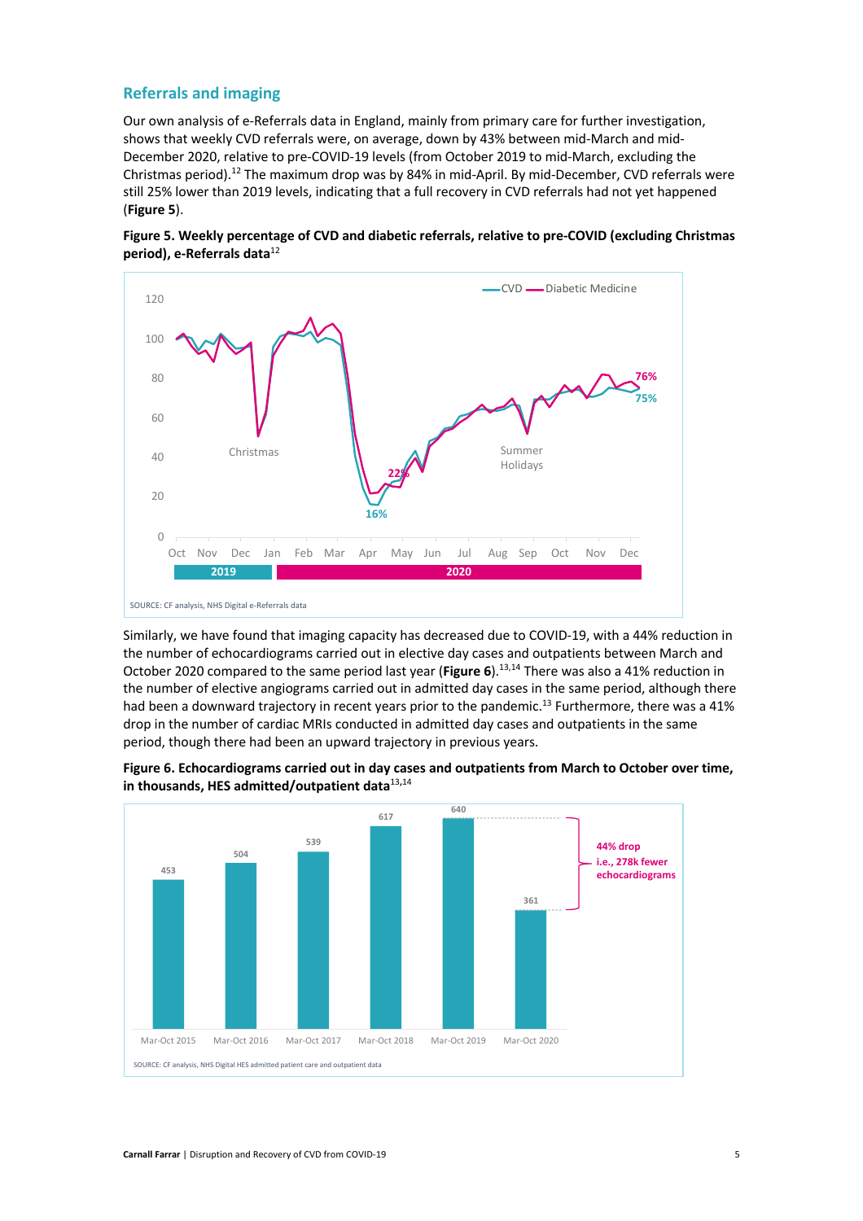## Referrals and imaging

Our own analysis of e-Referrals data in England, mainly from primary care for further investigation, shows that weekly CVD referrals were, on average, down by 43% between mid-March and mid-December 2020, relative to pre-COVID-19 levels (from October 2019 to mid-March, excluding the Christmas period).[12] The maximum drop was by 84% in mid-April. By mid-December, CVD referrals were still 25% lower than 2019 levels, indicating that a full recovery in CVD referrals had not yet happened (**Figure 5**).

**Figure 5. Weekly percentage of CVD and diabetic referrals, relative to pre-COVID (excluding Christmas period), e-Referrals data**[12]

SOURCE: CF analysis, NHS Digital e-Referrals data

Similarly, we have found that imaging capacity has decreased due to COVID-19, with a 44% reduction in the number of echocardiograms carried out in elective day cases and outpatients between March and October 2020 compared to the same period last year (**Figure 6**).[13,14] There was also a 41% reduction in the number of elective angiograms carried out in admitted day cases in the same period, although there had been a downward trajectory in recent years prior to the pandemic.[13] Furthermore, there was a 41% drop in the number of cardiac MRIs conducted in admitted day cases and outpatients in the same period, though there had been an upward trajectory in previous years.

**Figure 6. Echocardiograms carried out in day cases and outpatients from March to October over time, in thousands, HES admitted/outpatient data**[13,14]

| Period | Echocardiograms (thousands) |
|---|---|
| Mar-Oct 2015 | 453 |
| Mar-Oct 2016 | 504 |
| Mar-Oct 2017 | 539 |
| Mar-Oct 2018 | 617 |
| Mar-Oct 2019 | 640 |
| Mar-Oct 2020 | 361 |

44% drop i.e., 278k fewer echocardiograms

SOURCE: CF analysis, NHS Digital HES admitted patient care and outpatient data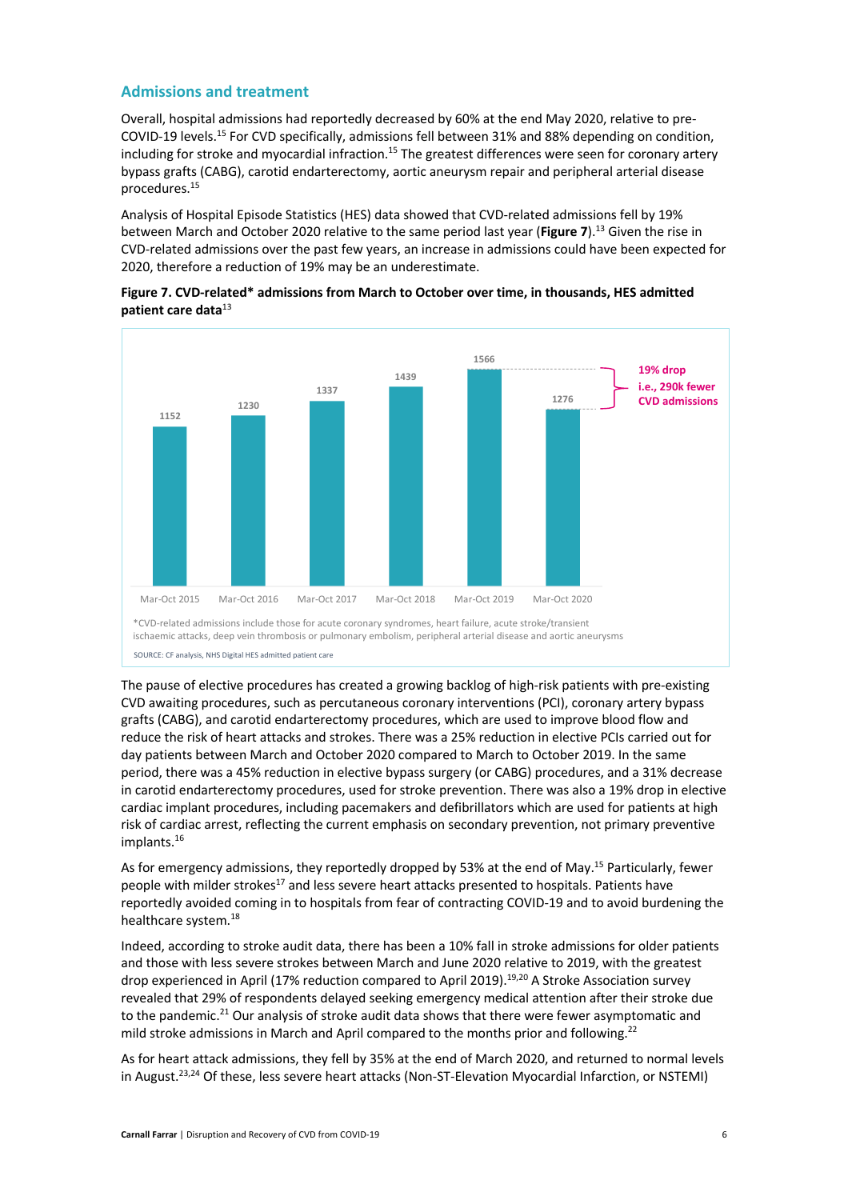## Admissions and treatment

Overall, hospital admissions had reportedly decreased by 60% at the end May 2020, relative to pre-COVID-19 levels.[15] For CVD specifically, admissions fell between 31% and 88% depending on condition, including for stroke and myocardial infraction.[15] The greatest differences were seen for coronary artery bypass grafts (CABG), carotid endarterectomy, aortic aneurysm repair and peripheral arterial disease procedures.[15]

Analysis of Hospital Episode Statistics (HES) data showed that CVD-related admissions fell by 19% between March and October 2020 relative to the same period last year (**Figure 7**).[13] Given the rise in CVD-related admissions over the past few years, an increase in admissions could have been expected for 2020, therefore a reduction of 19% may be an underestimate.

**Figure 7. CVD-related* admissions from March to October over time, in thousands, HES admitted patient care data**[13]

| Period | Admissions (thousands) |
|---|---|
| Mar-Oct 2015 | 1152 |
| Mar-Oct 2016 | 1230 |
| Mar-Oct 2017 | 1337 |
| Mar-Oct 2018 | 1439 |
| Mar-Oct 2019 | 1566 |
| Mar-Oct 2020 | 1276 |

19% drop i.e., 290k fewer CVD admissions

*CVD-related admissions include those for acute coronary syndromes, heart failure, acute stroke/transient ischaemic attacks, deep vein thrombosis or pulmonary embolism, peripheral arterial disease and aortic aneurysms

SOURCE: CF analysis, NHS Digital HES admitted patient care

The pause of elective procedures has created a growing backlog of high-risk patients with pre-existing CVD awaiting procedures, such as percutaneous coronary interventions (PCI), coronary artery bypass grafts (CABG), and carotid endarterectomy procedures, which are used to improve blood flow and reduce the risk of heart attacks and strokes. There was a 25% reduction in elective PCIs carried out for day patients between March and October 2020 compared to March to October 2019. In the same period, there was a 45% reduction in elective bypass surgery (or CABG) procedures, and a 31% decrease in carotid endarterectomy procedures, used for stroke prevention. There was also a 19% drop in elective cardiac implant procedures, including pacemakers and defibrillators which are used for patients at high risk of cardiac arrest, reflecting the current emphasis on secondary prevention, not primary preventive implants.[16]

As for emergency admissions, they reportedly dropped by 53% at the end of May.[15] Particularly, fewer people with milder strokes[17] and less severe heart attacks presented to hospitals. Patients have reportedly avoided coming in to hospitals from fear of contracting COVID-19 and to avoid burdening the healthcare system.[18]

Indeed, according to stroke audit data, there has been a 10% fall in stroke admissions for older patients and those with less severe strokes between March and June 2020 relative to 2019, with the greatest drop experienced in April (17% reduction compared to April 2019).[19,20] A Stroke Association survey revealed that 29% of respondents delayed seeking emergency medical attention after their stroke due to the pandemic.[21] Our analysis of stroke audit data shows that there were fewer asymptomatic and mild stroke admissions in March and April compared to the months prior and following.[22]

As for heart attack admissions, they fell by 35% at the end of March 2020, and returned to normal levels in August.[23,24] Of these, less severe heart attacks (Non-ST-Elevation Myocardial Infarction, or NSTEMI)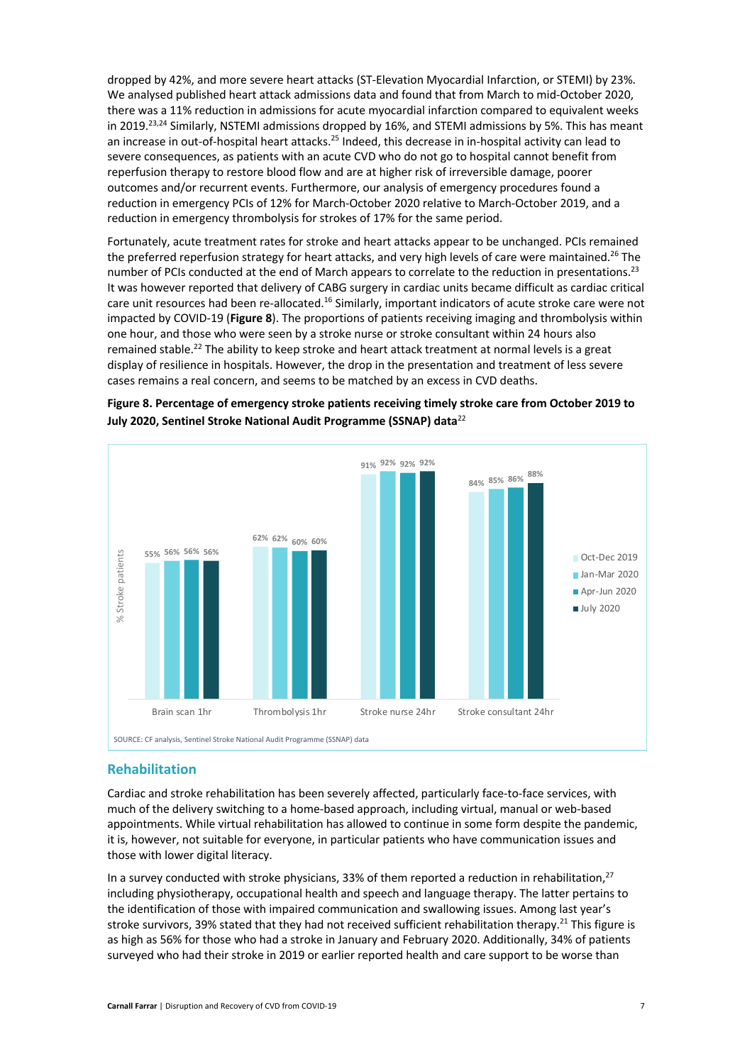dropped by 42%, and more severe heart attacks (ST-Elevation Myocardial Infarction, or STEMI) by 23%. We analysed published heart attack admissions data and found that from March to mid-October 2020, there was a 11% reduction in admissions for acute myocardial infarction compared to equivalent weeks in 2019.[23,24] Similarly, NSTEMI admissions dropped by 16%, and STEMI admissions by 5%. This has meant an increase in out-of-hospital heart attacks.[25] Indeed, this decrease in in-hospital activity can lead to severe consequences, as patients with an acute CVD who do not go to hospital cannot benefit from reperfusion therapy to restore blood flow and are at higher risk of irreversible damage, poorer outcomes and/or recurrent events. Furthermore, our analysis of emergency procedures found a reduction in emergency PCIs of 12% for March-October 2020 relative to March-October 2019, and a reduction in emergency thrombolysis for strokes of 17% for the same period.

Fortunately, acute treatment rates for stroke and heart attacks appear to be unchanged. PCIs remained the preferred reperfusion strategy for heart attacks, and very high levels of care were maintained.[26] The number of PCIs conducted at the end of March appears to correlate to the reduction in presentations.[23] It was however reported that delivery of CABG surgery in cardiac units became difficult as cardiac critical care unit resources had been re-allocated.[16] Similarly, important indicators of acute stroke care were not impacted by COVID-19 (**Figure 8**). The proportions of patients receiving imaging and thrombolysis within one hour, and those who were seen by a stroke nurse or stroke consultant within 24 hours also remained stable.[22] The ability to keep stroke and heart attack treatment at normal levels is a great display of resilience in hospitals. However, the drop in the presentation and treatment of less severe cases remains a real concern, and seems to be matched by an excess in CVD deaths.

**Figure 8. Percentage of emergency stroke patients receiving timely stroke care from October 2019 to July 2020, Sentinel Stroke National Audit Programme (SSNAP) data**[22]

| % Stroke patients | Oct-Dec 2019 | Jan-Mar 2020 | Apr-Jun 2020 | July 2020 |
|---|---|---|---|---|
| Brain scan 1hr | 55% | 56% | 56% | 56% |
| Thrombolysis 1hr | 62% | 62% | 60% | 60% |
| Stroke nurse 24hr | 91% | 92% | 92% | 92% |
| Stroke consultant 24hr | 84% | 85% | 86% | 88% |

SOURCE: CF analysis, Sentinel Stroke National Audit Programme (SSNAP) data

## Rehabilitation

Cardiac and stroke rehabilitation has been severely affected, particularly face-to-face services, with much of the delivery switching to a home-based approach, including virtual, manual or web-based appointments. While virtual rehabilitation has allowed to continue in some form despite the pandemic, it is, however, not suitable for everyone, in particular patients who have communication issues and those with lower digital literacy.

In a survey conducted with stroke physicians, 33% of them reported a reduction in rehabilitation,[27] including physiotherapy, occupational health and speech and language therapy. The latter pertains to the identification of those with impaired communication and swallowing issues. Among last year's stroke survivors, 39% stated that they had not received sufficient rehabilitation therapy.[21] This figure is as high as 56% for those who had a stroke in January and February 2020. Additionally, 34% of patients surveyed who had their stroke in 2019 or earlier reported health and care support to be worse than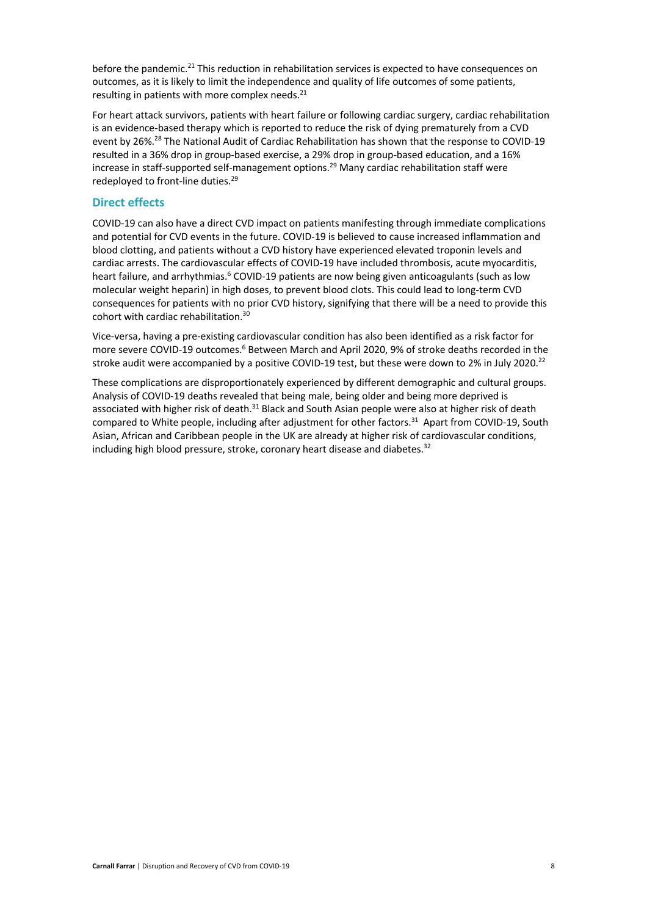before the pandemic.[21] This reduction in rehabilitation services is expected to have consequences on outcomes, as it is likely to limit the independence and quality of life outcomes of some patients, resulting in patients with more complex needs.[21]

For heart attack survivors, patients with heart failure or following cardiac surgery, cardiac rehabilitation is an evidence-based therapy which is reported to reduce the risk of dying prematurely from a CVD event by 26%.[28] The National Audit of Cardiac Rehabilitation has shown that the response to COVID-19 resulted in a 36% drop in group-based exercise, a 29% drop in group-based education, and a 16% increase in staff-supported self-management options.[29] Many cardiac rehabilitation staff were redeployed to front-line duties.[29]

## Direct effects

COVID-19 can also have a direct CVD impact on patients manifesting through immediate complications and potential for CVD events in the future. COVID-19 is believed to cause increased inflammation and blood clotting, and patients without a CVD history have experienced elevated troponin levels and cardiac arrests. The cardiovascular effects of COVID-19 have included thrombosis, acute myocarditis, heart failure, and arrhythmias.[6] COVID-19 patients are now being given anticoagulants (such as low molecular weight heparin) in high doses, to prevent blood clots. This could lead to long-term CVD consequences for patients with no prior CVD history, signifying that there will be a need to provide this cohort with cardiac rehabilitation.[30]

Vice-versa, having a pre-existing cardiovascular condition has also been identified as a risk factor for more severe COVID-19 outcomes.[6] Between March and April 2020, 9% of stroke deaths recorded in the stroke audit were accompanied by a positive COVID-19 test, but these were down to 2% in July 2020.[22]

These complications are disproportionately experienced by different demographic and cultural groups. Analysis of COVID-19 deaths revealed that being male, being older and being more deprived is associated with higher risk of death.[31] Black and South Asian people were also at higher risk of death compared to White people, including after adjustment for other factors.[31] Apart from COVID-19, South Asian, African and Caribbean people in the UK are already at higher risk of cardiovascular conditions, including high blood pressure, stroke, coronary heart disease and diabetes.[32]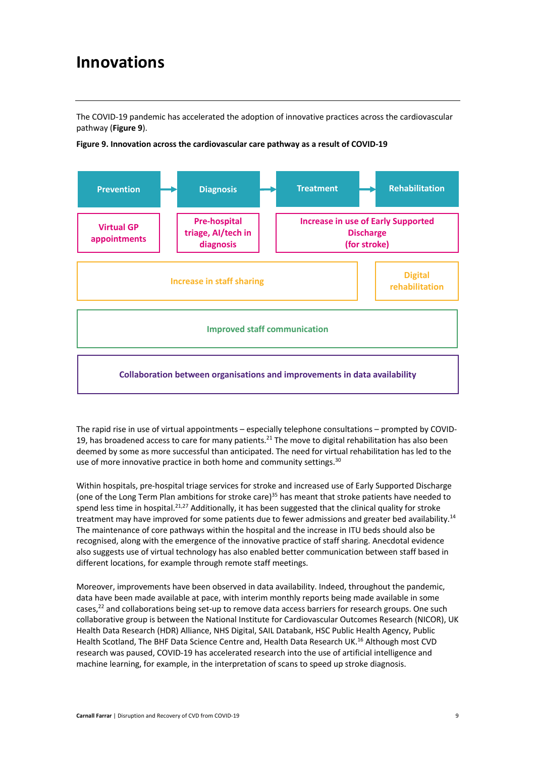# Innovations

The COVID-19 pandemic has accelerated the adoption of innovative practices across the cardiovascular pathway (**Figure 9**).

**Figure 9. Innovation across the cardiovascular care pathway as a result of COVID-19**

| Prevention | Diagnosis | Treatment | Rehabilitation |
|---|---|---|---|
| Virtual GP appointments | Pre-hospital triage, AI/tech in diagnosis | Increase in use of Early Supported Discharge (for stroke) | |
| Increase in staff sharing | | | Digital rehabilitation |
| Improved staff communication | | | |
| Collaboration between organisations and improvements in data availability | | | |

The rapid rise in use of virtual appointments – especially telephone consultations – prompted by COVID-19, has broadened access to care for many patients.[21] The move to digital rehabilitation has also been deemed by some as more successful than anticipated. The need for virtual rehabilitation has led to the use of more innovative practice in both home and community settings.[30]

Within hospitals, pre-hospital triage services for stroke and increased use of Early Supported Discharge (one of the Long Term Plan ambitions for stroke care)[35] has meant that stroke patients have needed to spend less time in hospital.[21,27] Additionally, it has been suggested that the clinical quality for stroke treatment may have improved for some patients due to fewer admissions and greater bed availability.[14] The maintenance of core pathways within the hospital and the increase in ITU beds should also be recognised, along with the emergence of the innovative practice of staff sharing. Anecdotal evidence also suggests use of virtual technology has also enabled better communication between staff based in different locations, for example through remote staff meetings.

Moreover, improvements have been observed in data availability. Indeed, throughout the pandemic, data have been made available at pace, with interim monthly reports being made available in some cases,[22] and collaborations being set-up to remove data access barriers for research groups. One such collaborative group is between the National Institute for Cardiovascular Outcomes Research (NICOR), UK Health Data Research (HDR) Alliance, NHS Digital, SAIL Databank, HSC Public Health Agency, Public Health Scotland, The BHF Data Science Centre and, Health Data Research UK.[16] Although most CVD research was paused, COVID-19 has accelerated research into the use of artificial intelligence and machine learning, for example, in the interpretation of scans to speed up stroke diagnosis.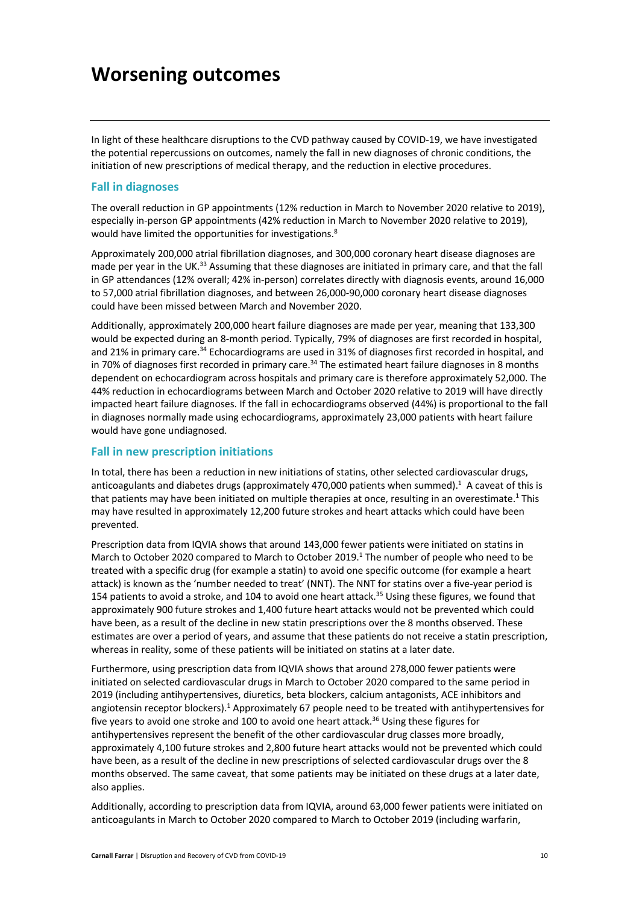# Worsening outcomes

In light of these healthcare disruptions to the CVD pathway caused by COVID-19, we have investigated the potential repercussions on outcomes, namely the fall in new diagnoses of chronic conditions, the initiation of new prescriptions of medical therapy, and the reduction in elective procedures.

## Fall in diagnoses

The overall reduction in GP appointments (12% reduction in March to November 2020 relative to 2019), especially in-person GP appointments (42% reduction in March to November 2020 relative to 2019), would have limited the opportunities for investigations.[8]

Approximately 200,000 atrial fibrillation diagnoses, and 300,000 coronary heart disease diagnoses are made per year in the UK.[33] Assuming that these diagnoses are initiated in primary care, and that the fall in GP attendances (12% overall; 42% in-person) correlates directly with diagnosis events, around 16,000 to 57,000 atrial fibrillation diagnoses, and between 26,000-90,000 coronary heart disease diagnoses could have been missed between March and November 2020.

Additionally, approximately 200,000 heart failure diagnoses are made per year, meaning that 133,300 would be expected during an 8-month period. Typically, 79% of diagnoses are first recorded in hospital, and 21% in primary care.[34] Echocardiograms are used in 31% of diagnoses first recorded in hospital, and in 70% of diagnoses first recorded in primary care.[34] The estimated heart failure diagnoses in 8 months dependent on echocardiogram across hospitals and primary care is therefore approximately 52,000. The 44% reduction in echocardiograms between March and October 2020 relative to 2019 will have directly impacted heart failure diagnoses. If the fall in echocardiograms observed (44%) is proportional to the fall in diagnoses normally made using echocardiograms, approximately 23,000 patients with heart failure would have gone undiagnosed.

## Fall in new prescription initiations

In total, there has been a reduction in new initiations of statins, other selected cardiovascular drugs, anticoagulants and diabetes drugs (approximately 470,000 patients when summed).[1] A caveat of this is that patients may have been initiated on multiple therapies at once, resulting in an overestimate.[1] This may have resulted in approximately 12,200 future strokes and heart attacks which could have been prevented.

Prescription data from IQVIA shows that around 143,000 fewer patients were initiated on statins in March to October 2020 compared to March to October 2019.[1] The number of people who need to be treated with a specific drug (for example a statin) to avoid one specific outcome (for example a heart attack) is known as the 'number needed to treat' (NNT). The NNT for statins over a five-year period is 154 patients to avoid a stroke, and 104 to avoid one heart attack.[35] Using these figures, we found that approximately 900 future strokes and 1,400 future heart attacks would not be prevented which could have been, as a result of the decline in new statin prescriptions over the 8 months observed. These estimates are over a period of years, and assume that these patients do not receive a statin prescription, whereas in reality, some of these patients will be initiated on statins at a later date.

Furthermore, using prescription data from IQVIA shows that around 278,000 fewer patients were initiated on selected cardiovascular drugs in March to October 2020 compared to the same period in 2019 (including antihypertensives, diuretics, beta blockers, calcium antagonists, ACE inhibitors and angiotensin receptor blockers).[1] Approximately 67 people need to be treated with antihypertensives for five years to avoid one stroke and 100 to avoid one heart attack.[36] Using these figures for antihypertensives represent the benefit of the other cardiovascular drug classes more broadly, approximately 4,100 future strokes and 2,800 future heart attacks would not be prevented which could have been, as a result of the decline in new prescriptions of selected cardiovascular drugs over the 8 months observed. The same caveat, that some patients may be initiated on these drugs at a later date, also applies.

Additionally, according to prescription data from IQVIA, around 63,000 fewer patients were initiated on anticoagulants in March to October 2020 compared to March to October 2019 (including warfarin,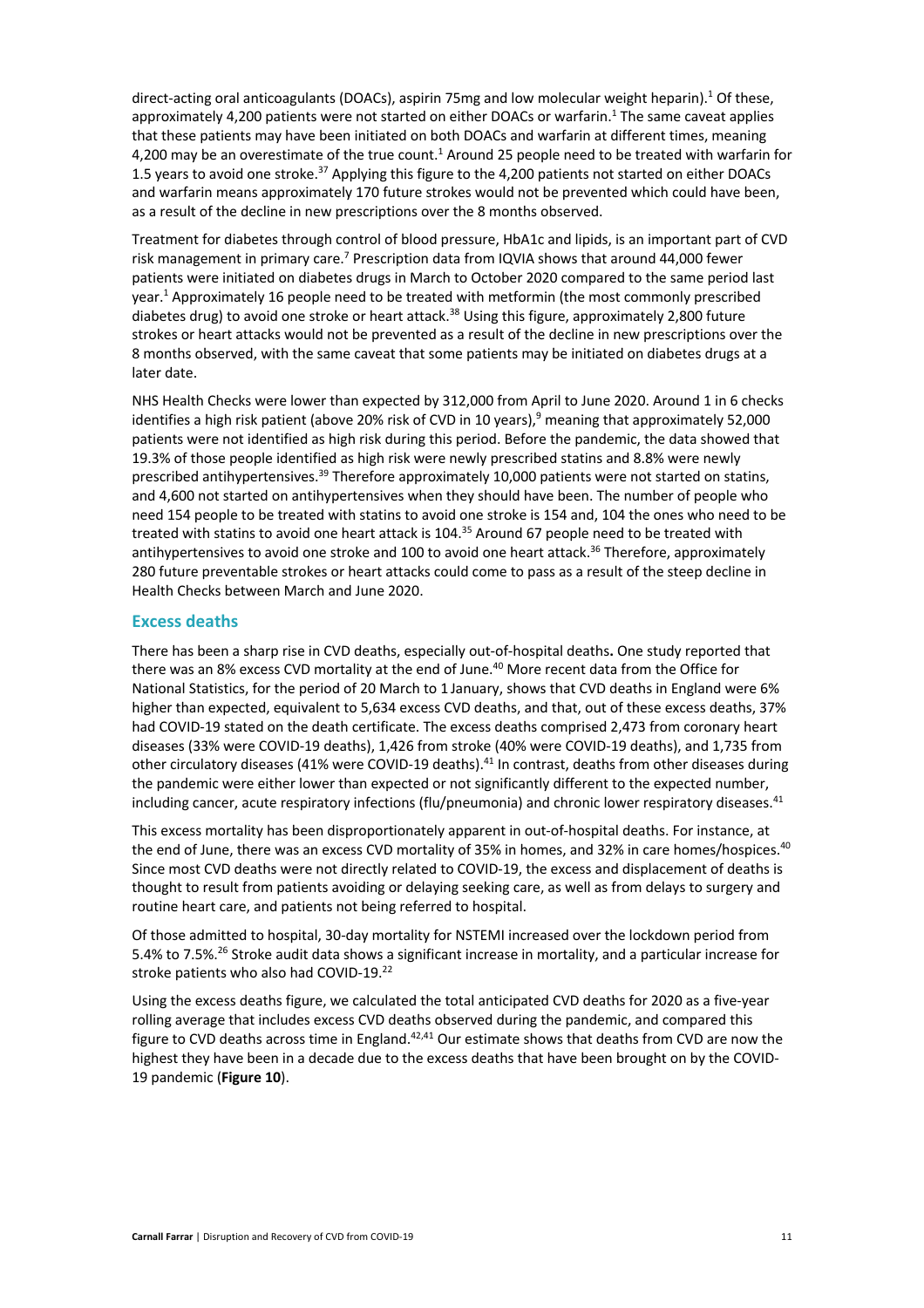direct-acting oral anticoagulants (DOACs), aspirin 75mg and low molecular weight heparin).[1] Of these, approximately 4,200 patients were not started on either DOACs or warfarin.[1] The same caveat applies that these patients may have been initiated on both DOACs and warfarin at different times, meaning 4,200 may be an overestimate of the true count.[1] Around 25 people need to be treated with warfarin for 1.5 years to avoid one stroke.[37] Applying this figure to the 4,200 patients not started on either DOACs and warfarin means approximately 170 future strokes would not be prevented which could have been, as a result of the decline in new prescriptions over the 8 months observed.

Treatment for diabetes through control of blood pressure, HbA1c and lipids, is an important part of CVD risk management in primary care.[7] Prescription data from IQVIA shows that around 44,000 fewer patients were initiated on diabetes drugs in March to October 2020 compared to the same period last year.[1] Approximately 16 people need to be treated with metformin (the most commonly prescribed diabetes drug) to avoid one stroke or heart attack.[38] Using this figure, approximately 2,800 future strokes or heart attacks would not be prevented as a result of the decline in new prescriptions over the 8 months observed, with the same caveat that some patients may be initiated on diabetes drugs at a later date.

NHS Health Checks were lower than expected by 312,000 from April to June 2020. Around 1 in 6 checks identifies a high risk patient (above 20% risk of CVD in 10 years),[9] meaning that approximately 52,000 patients were not identified as high risk during this period. Before the pandemic, the data showed that 19.3% of those people identified as high risk were newly prescribed statins and 8.8% were newly prescribed antihypertensives.[39] Therefore approximately 10,000 patients were not started on statins, and 4,600 not started on antihypertensives when they should have been. The number of people who need 154 people to be treated with statins to avoid one stroke is 154 and, 104 the ones who need to be treated with statins to avoid one heart attack is 104.[35] Around 67 people need to be treated with antihypertensives to avoid one stroke and 100 to avoid one heart attack.[36] Therefore, approximately 280 future preventable strokes or heart attacks could come to pass as a result of the steep decline in Health Checks between March and June 2020.

## Excess deaths

There has been a sharp rise in CVD deaths, especially out-of-hospital deaths**.** One study reported that there was an 8% excess CVD mortality at the end of June.[40] More recent data from the Office for National Statistics, for the period of 20 March to 1 January, shows that CVD deaths in England were 6% higher than expected, equivalent to 5,634 excess CVD deaths, and that, out of these excess deaths, 37% had COVID-19 stated on the death certificate. The excess deaths comprised 2,473 from coronary heart diseases (33% were COVID-19 deaths), 1,426 from stroke (40% were COVID-19 deaths), and 1,735 from other circulatory diseases (41% were COVID-19 deaths).[41] In contrast, deaths from other diseases during the pandemic were either lower than expected or not significantly different to the expected number, including cancer, acute respiratory infections (flu/pneumonia) and chronic lower respiratory diseases.[41]

This excess mortality has been disproportionately apparent in out-of-hospital deaths. For instance, at the end of June, there was an excess CVD mortality of 35% in homes, and 32% in care homes/hospices.[40] Since most CVD deaths were not directly related to COVID-19, the excess and displacement of deaths is thought to result from patients avoiding or delaying seeking care, as well as from delays to surgery and routine heart care, and patients not being referred to hospital.

Of those admitted to hospital, 30-day mortality for NSTEMI increased over the lockdown period from 5.4% to 7.5%.[26] Stroke audit data shows a significant increase in mortality, and a particular increase for stroke patients who also had COVID-19.[22]

Using the excess deaths figure, we calculated the total anticipated CVD deaths for 2020 as a five-year rolling average that includes excess CVD deaths observed during the pandemic, and compared this figure to CVD deaths across time in England.[42,41] Our estimate shows that deaths from CVD are now the highest they have been in a decade due to the excess deaths that have been brought on by the COVID-19 pandemic (**Figure 10**).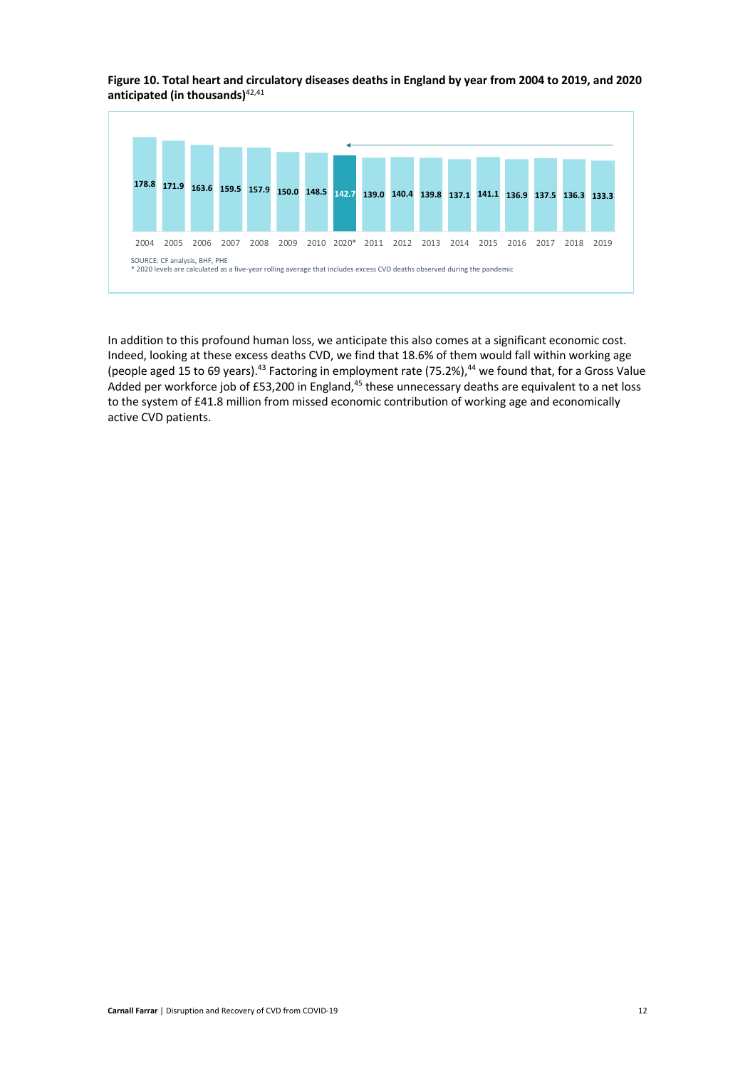**Figure 10. Total heart and circulatory diseases deaths in England by year from 2004 to 2019, and 2020 anticipated (in thousands)**[42,41]

| 2004 | 2005 | 2006 | 2007 | 2008 | 2009 | 2010 | 2020* | 2011 | 2012 | 2013 | 2014 | 2015 | 2016 | 2017 | 2018 | 2019 |
|---|---|---|---|---|---|---|---|---|---|---|---|---|---|---|---|---|
| 178.8 | 171.9 | 163.6 | 159.5 | 157.9 | 150.0 | 148.5 | 142.7 | 139.0 | 140.4 | 139.8 | 137.1 | 141.1 | 136.9 | 137.5 | 136.3 | 133.3 |

SOURCE: CF analysis, BHF, PHE
* 2020 levels are calculated as a five-year rolling average that includes excess CVD deaths observed during the pandemic

In addition to this profound human loss, we anticipate this also comes at a significant economic cost. Indeed, looking at these excess deaths CVD, we find that 18.6% of them would fall within working age (people aged 15 to 69 years).[43] Factoring in employment rate (75.2%),[44] we found that, for a Gross Value Added per workforce job of £53,200 in England,[45] these unnecessary deaths are equivalent to a net loss to the system of £41.8 million from missed economic contribution of working age and economically active CVD patients.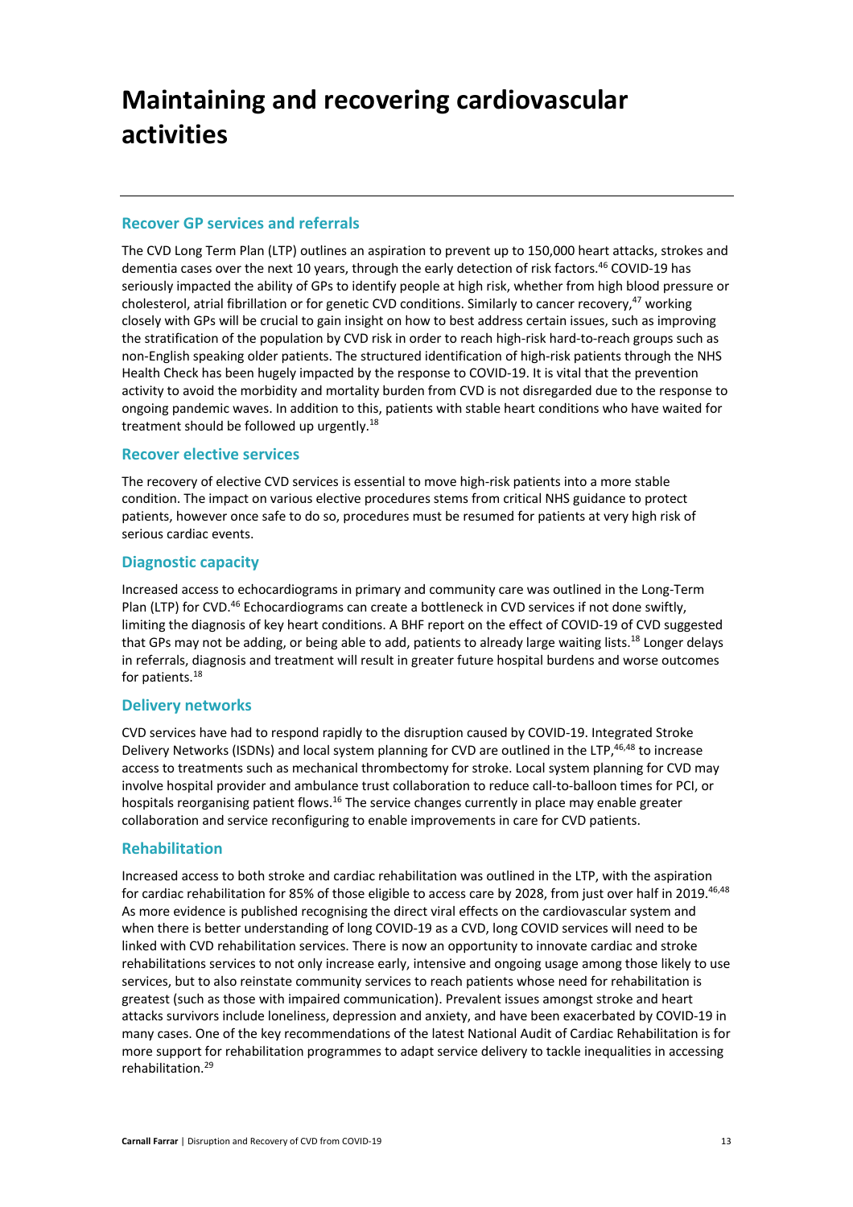# Maintaining and recovering cardiovascular activities

## Recover GP services and referrals

The CVD Long Term Plan (LTP) outlines an aspiration to prevent up to 150,000 heart attacks, strokes and dementia cases over the next 10 years, through the early detection of risk factors.[46] COVID-19 has seriously impacted the ability of GPs to identify people at high risk, whether from high blood pressure or cholesterol, atrial fibrillation or for genetic CVD conditions. Similarly to cancer recovery,[47] working closely with GPs will be crucial to gain insight on how to best address certain issues, such as improving the stratification of the population by CVD risk in order to reach high-risk hard-to-reach groups such as non-English speaking older patients. The structured identification of high-risk patients through the NHS Health Check has been hugely impacted by the response to COVID-19. It is vital that the prevention activity to avoid the morbidity and mortality burden from CVD is not disregarded due to the response to ongoing pandemic waves. In addition to this, patients with stable heart conditions who have waited for treatment should be followed up urgently.[18]

## Recover elective services

The recovery of elective CVD services is essential to move high-risk patients into a more stable condition. The impact on various elective procedures stems from critical NHS guidance to protect patients, however once safe to do so, procedures must be resumed for patients at very high risk of serious cardiac events.

## Diagnostic capacity

Increased access to echocardiograms in primary and community care was outlined in the Long-Term Plan (LTP) for CVD.[46] Echocardiograms can create a bottleneck in CVD services if not done swiftly, limiting the diagnosis of key heart conditions. A BHF report on the effect of COVID-19 of CVD suggested that GPs may not be adding, or being able to add, patients to already large waiting lists.[18] Longer delays in referrals, diagnosis and treatment will result in greater future hospital burdens and worse outcomes for patients.[18]

## Delivery networks

CVD services have had to respond rapidly to the disruption caused by COVID-19. Integrated Stroke Delivery Networks (ISDNs) and local system planning for CVD are outlined in the LTP,[46,48] to increase access to treatments such as mechanical thrombectomy for stroke. Local system planning for CVD may involve hospital provider and ambulance trust collaboration to reduce call-to-balloon times for PCI, or hospitals reorganising patient flows.[16] The service changes currently in place may enable greater collaboration and service reconfiguring to enable improvements in care for CVD patients.

## Rehabilitation

Increased access to both stroke and cardiac rehabilitation was outlined in the LTP, with the aspiration for cardiac rehabilitation for 85% of those eligible to access care by 2028, from just over half in 2019.[46,48] As more evidence is published recognising the direct viral effects on the cardiovascular system and when there is better understanding of long COVID-19 as a CVD, long COVID services will need to be linked with CVD rehabilitation services. There is now an opportunity to innovate cardiac and stroke rehabilitations services to not only increase early, intensive and ongoing usage among those likely to use services, but to also reinstate community services to reach patients whose need for rehabilitation is greatest (such as those with impaired communication). Prevalent issues amongst stroke and heart attacks survivors include loneliness, depression and anxiety, and have been exacerbated by COVID-19 in many cases. One of the key recommendations of the latest National Audit of Cardiac Rehabilitation is for more support for rehabilitation programmes to adapt service delivery to tackle inequalities in accessing rehabilitation.[29]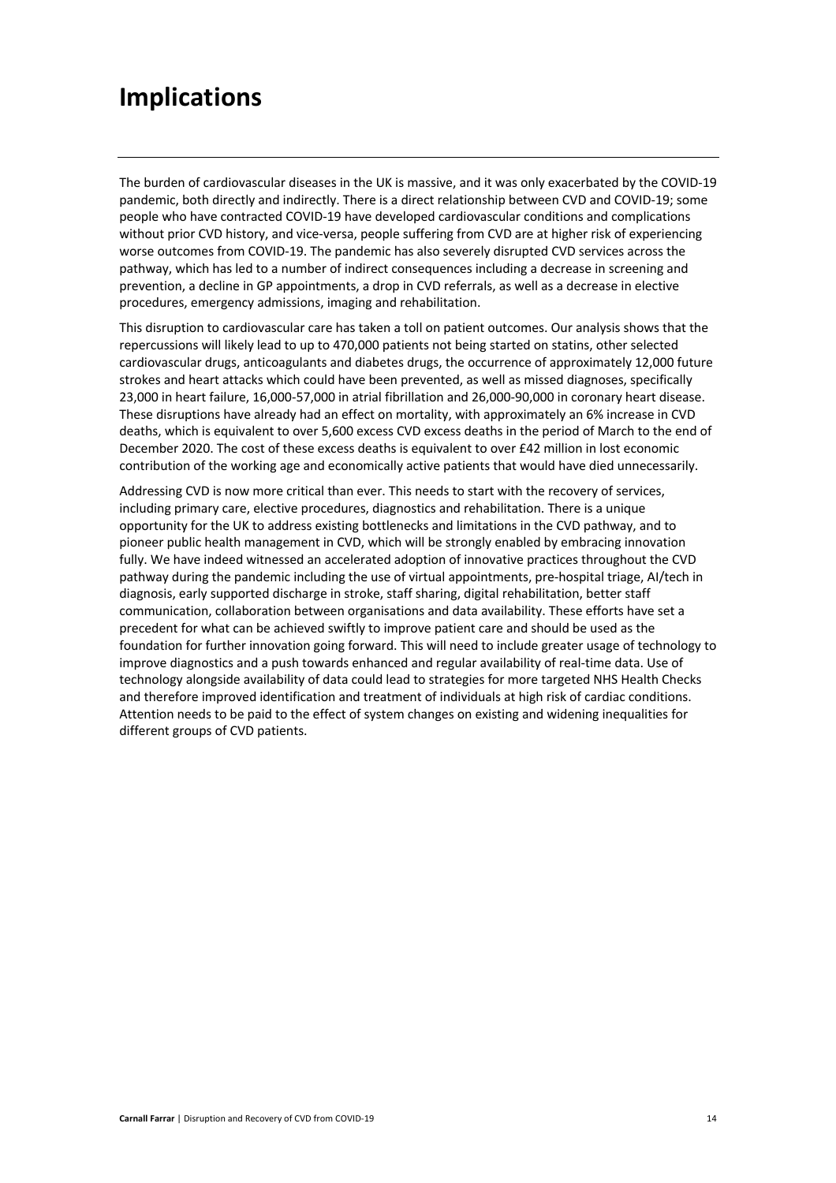# Implications

The burden of cardiovascular diseases in the UK is massive, and it was only exacerbated by the COVID-19 pandemic, both directly and indirectly. There is a direct relationship between CVD and COVID-19; some people who have contracted COVID-19 have developed cardiovascular conditions and complications without prior CVD history, and vice-versa, people suffering from CVD are at higher risk of experiencing worse outcomes from COVID-19. The pandemic has also severely disrupted CVD services across the pathway, which has led to a number of indirect consequences including a decrease in screening and prevention, a decline in GP appointments, a drop in CVD referrals, as well as a decrease in elective procedures, emergency admissions, imaging and rehabilitation.

This disruption to cardiovascular care has taken a toll on patient outcomes. Our analysis shows that the repercussions will likely lead to up to 470,000 patients not being started on statins, other selected cardiovascular drugs, anticoagulants and diabetes drugs, the occurrence of approximately 12,000 future strokes and heart attacks which could have been prevented, as well as missed diagnoses, specifically 23,000 in heart failure, 16,000-57,000 in atrial fibrillation and 26,000-90,000 in coronary heart disease. These disruptions have already had an effect on mortality, with approximately an 6% increase in CVD deaths, which is equivalent to over 5,600 excess CVD excess deaths in the period of March to the end of December 2020. The cost of these excess deaths is equivalent to over £42 million in lost economic contribution of the working age and economically active patients that would have died unnecessarily.

Addressing CVD is now more critical than ever. This needs to start with the recovery of services, including primary care, elective procedures, diagnostics and rehabilitation. There is a unique opportunity for the UK to address existing bottlenecks and limitations in the CVD pathway, and to pioneer public health management in CVD, which will be strongly enabled by embracing innovation fully. We have indeed witnessed an accelerated adoption of innovative practices throughout the CVD pathway during the pandemic including the use of virtual appointments, pre-hospital triage, AI/tech in diagnosis, early supported discharge in stroke, staff sharing, digital rehabilitation, better staff communication, collaboration between organisations and data availability. These efforts have set a precedent for what can be achieved swiftly to improve patient care and should be used as the foundation for further innovation going forward. This will need to include greater usage of technology to improve diagnostics and a push towards enhanced and regular availability of real-time data. Use of technology alongside availability of data could lead to strategies for more targeted NHS Health Checks and therefore improved identification and treatment of individuals at high risk of cardiac conditions. Attention needs to be paid to the effect of system changes on existing and widening inequalities for different groups of CVD patients.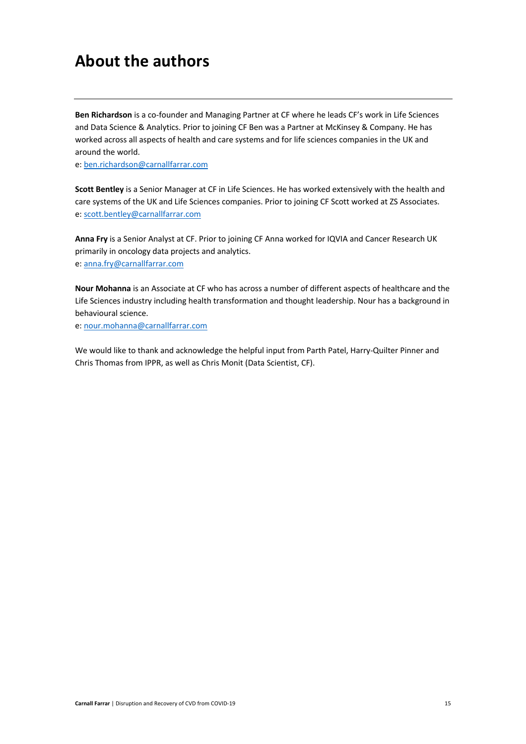# About the authors

---

**Ben Richardson** is a co-founder and Managing Partner at CF where he leads CF's work in Life Sciences and Data Science & Analytics. Prior to joining CF Ben was a Partner at McKinsey & Company. He has worked across all aspects of health and care systems and for life sciences companies in the UK and around the world.
e: ben.richardson@carnallfarrar.com

**Scott Bentley** is a Senior Manager at CF in Life Sciences. He has worked extensively with the health and care systems of the UK and Life Sciences companies. Prior to joining CF Scott worked at ZS Associates.
e: scott.bentley@carnallfarrar.com

**Anna Fry** is a Senior Analyst at CF. Prior to joining CF Anna worked for IQVIA and Cancer Research UK primarily in oncology data projects and analytics.
e: anna.fry@carnallfarrar.com

**Nour Mohanna** is an Associate at CF who has across a number of different aspects of healthcare and the Life Sciences industry including health transformation and thought leadership. Nour has a background in behavioural science.
e: nour.mohanna@carnallfarrar.com

We would like to thank and acknowledge the helpful input from Parth Patel, Harry-Quilter Pinner and Chris Thomas from IPPR, as well as Chris Monit (Data Scientist, CF).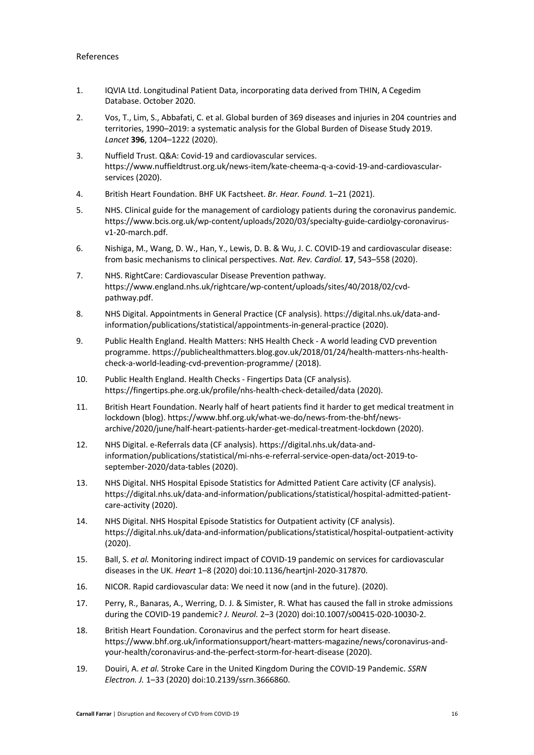References

1. IQVIA Ltd. Longitudinal Patient Data, incorporating data derived from THIN, A Cegedim Database. October 2020.
2. Vos, T., Lim, S., Abbafati, C. et al. Global burden of 369 diseases and injuries in 204 countries and territories, 1990–2019: a systematic analysis for the Global Burden of Disease Study 2019. *Lancet* **396**, 1204–1222 (2020).
3. Nuffield Trust. Q&A: Covid-19 and cardiovascular services. https://www.nuffieldtrust.org.uk/news-item/kate-cheema-q-a-covid-19-and-cardiovascular-services (2020).
4. British Heart Foundation. BHF UK Factsheet. *Br. Hear. Found.* 1–21 (2021).
5. NHS. Clinical guide for the management of cardiology patients during the coronavirus pandemic. https://www.bcis.org.uk/wp-content/uploads/2020/03/specialty-guide-cardiolgy-coronavirus-v1-20-march.pdf.
6. Nishiga, M., Wang, D. W., Han, Y., Lewis, D. B. & Wu, J. C. COVID-19 and cardiovascular disease: from basic mechanisms to clinical perspectives. *Nat. Rev. Cardiol.* **17**, 543–558 (2020).
7. NHS. RightCare: Cardiovascular Disease Prevention pathway. https://www.england.nhs.uk/rightcare/wp-content/uploads/sites/40/2018/02/cvd-pathway.pdf.
8. NHS Digital. Appointments in General Practice (CF analysis). https://digital.nhs.uk/data-and-information/publications/statistical/appointments-in-general-practice (2020).
9. Public Health England. Health Matters: NHS Health Check - A world leading CVD prevention programme. https://publichealthmatters.blog.gov.uk/2018/01/24/health-matters-nhs-health-check-a-world-leading-cvd-prevention-programme/ (2018).
10. Public Health England. Health Checks - Fingertips Data (CF analysis). https://fingertips.phe.org.uk/profile/nhs-health-check-detailed/data (2020).
11. British Heart Foundation. Nearly half of heart patients find it harder to get medical treatment in lockdown (blog). https://www.bhf.org.uk/what-we-do/news-from-the-bhf/news-archive/2020/june/half-heart-patients-harder-get-medical-treatment-lockdown (2020).
12. NHS Digital. e-Referrals data (CF analysis). https://digital.nhs.uk/data-and-information/publications/statistical/mi-nhs-e-referral-service-open-data/oct-2019-to-september-2020/data-tables (2020).
13. NHS Digital. NHS Hospital Episode Statistics for Admitted Patient Care activity (CF analysis). https://digital.nhs.uk/data-and-information/publications/statistical/hospital-admitted-patient-care-activity (2020).
14. NHS Digital. NHS Hospital Episode Statistics for Outpatient activity (CF analysis). https://digital.nhs.uk/data-and-information/publications/statistical/hospital-outpatient-activity (2020).
15. Ball, S. *et al.* Monitoring indirect impact of COVID-19 pandemic on services for cardiovascular diseases in the UK. *Heart* 1–8 (2020) doi:10.1136/heartjnl-2020-317870.
16. NICOR. Rapid cardiovascular data: We need it now (and in the future). (2020).
17. Perry, R., Banaras, A., Werring, D. J. & Simister, R. What has caused the fall in stroke admissions during the COVID-19 pandemic? *J. Neurol.* 2–3 (2020) doi:10.1007/s00415-020-10030-2.
18. British Heart Foundation. Coronavirus and the perfect storm for heart disease. https://www.bhf.org.uk/informationsupport/heart-matters-magazine/news/coronavirus-and-your-health/coronavirus-and-the-perfect-storm-for-heart-disease (2020).
19. Douiri, A. *et al.* Stroke Care in the United Kingdom During the COVID-19 Pandemic. *SSRN Electron. J.* 1–33 (2020) doi:10.2139/ssrn.3666860.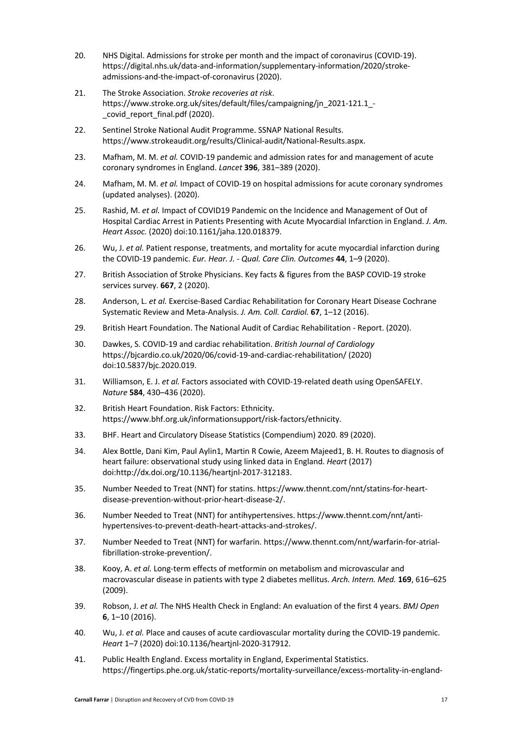20. NHS Digital. Admissions for stroke per month and the impact of coronavirus (COVID-19). https://digital.nhs.uk/data-and-information/supplementary-information/2020/stroke-admissions-and-the-impact-of-coronavirus (2020).
21. The Stroke Association. *Stroke recoveries at risk*. https://www.stroke.org.uk/sites/default/files/campaigning/jn_2021-121.1_-_covid_report_final.pdf (2020).
22. Sentinel Stroke National Audit Programme. SSNAP National Results. https://www.strokeaudit.org/results/Clinical-audit/National-Results.aspx.
23. Mafham, M. M. *et al.* COVID-19 pandemic and admission rates for and management of acute coronary syndromes in England. *Lancet* **396**, 381–389 (2020).
24. Mafham, M. M. *et al.* Impact of COVID-19 on hospital admissions for acute coronary syndromes (updated analyses). (2020).
25. Rashid, M. *et al.* Impact of COVID19 Pandemic on the Incidence and Management of Out of Hospital Cardiac Arrest in Patients Presenting with Acute Myocardial Infarction in England. *J. Am. Heart Assoc.* (2020) doi:10.1161/jaha.120.018379.
26. Wu, J. *et al.* Patient response, treatments, and mortality for acute myocardial infarction during the COVID-19 pandemic. *Eur. Hear. J. - Qual. Care Clin. Outcomes* **44**, 1–9 (2020).
27. British Association of Stroke Physicians. Key facts & figures from the BASP COVID-19 stroke services survey. **667**, 2 (2020).
28. Anderson, L. *et al.* Exercise-Based Cardiac Rehabilitation for Coronary Heart Disease Cochrane Systematic Review and Meta-Analysis. *J. Am. Coll. Cardiol.* **67**, 1–12 (2016).
29. British Heart Foundation. The National Audit of Cardiac Rehabilitation - Report. (2020).
30. Dawkes, S. COVID-19 and cardiac rehabilitation. *British Journal of Cardiology* https://bjcardio.co.uk/2020/06/covid-19-and-cardiac-rehabilitation/ (2020) doi:10.5837/bjc.2020.019.
31. Williamson, E. J. *et al.* Factors associated with COVID-19-related death using OpenSAFELY. *Nature* **584**, 430–436 (2020).
32. British Heart Foundation. Risk Factors: Ethnicity. https://www.bhf.org.uk/informationsupport/risk-factors/ethnicity.
33. BHF. Heart and Circulatory Disease Statistics (Compendium) 2020. 89 (2020).
34. Alex Bottle, Dani Kim, Paul Aylin1, Martin R Cowie, Azeem Majeed1, B. H. Routes to diagnosis of heart failure: observational study using linked data in England. *Heart* (2017) doi:http://dx.doi.org/10.1136/heartjnl-2017-312183.
35. Number Needed to Treat (NNT) for statins. https://www.thennt.com/nnt/statins-for-heart-disease-prevention-without-prior-heart-disease-2/.
36. Number Needed to Treat (NNT) for antihypertensives. https://www.thennt.com/nnt/anti-hypertensives-to-prevent-death-heart-attacks-and-strokes/.
37. Number Needed to Treat (NNT) for warfarin. https://www.thennt.com/nnt/warfarin-for-atrial-fibrillation-stroke-prevention/.
38. Kooy, A. *et al.* Long-term effects of metformin on metabolism and microvascular and macrovascular disease in patients with type 2 diabetes mellitus. *Arch. Intern. Med.* **169**, 616–625 (2009).
39. Robson, J. *et al.* The NHS Health Check in England: An evaluation of the first 4 years. *BMJ Open* **6**, 1–10 (2016).
40. Wu, J. *et al.* Place and causes of acute cardiovascular mortality during the COVID-19 pandemic. *Heart* 1–7 (2020) doi:10.1136/heartjnl-2020-317912.
41. Public Health England. Excess mortality in England, Experimental Statistics. https://fingertips.phe.org.uk/static-reports/mortality-surveillance/excess-mortality-in-england-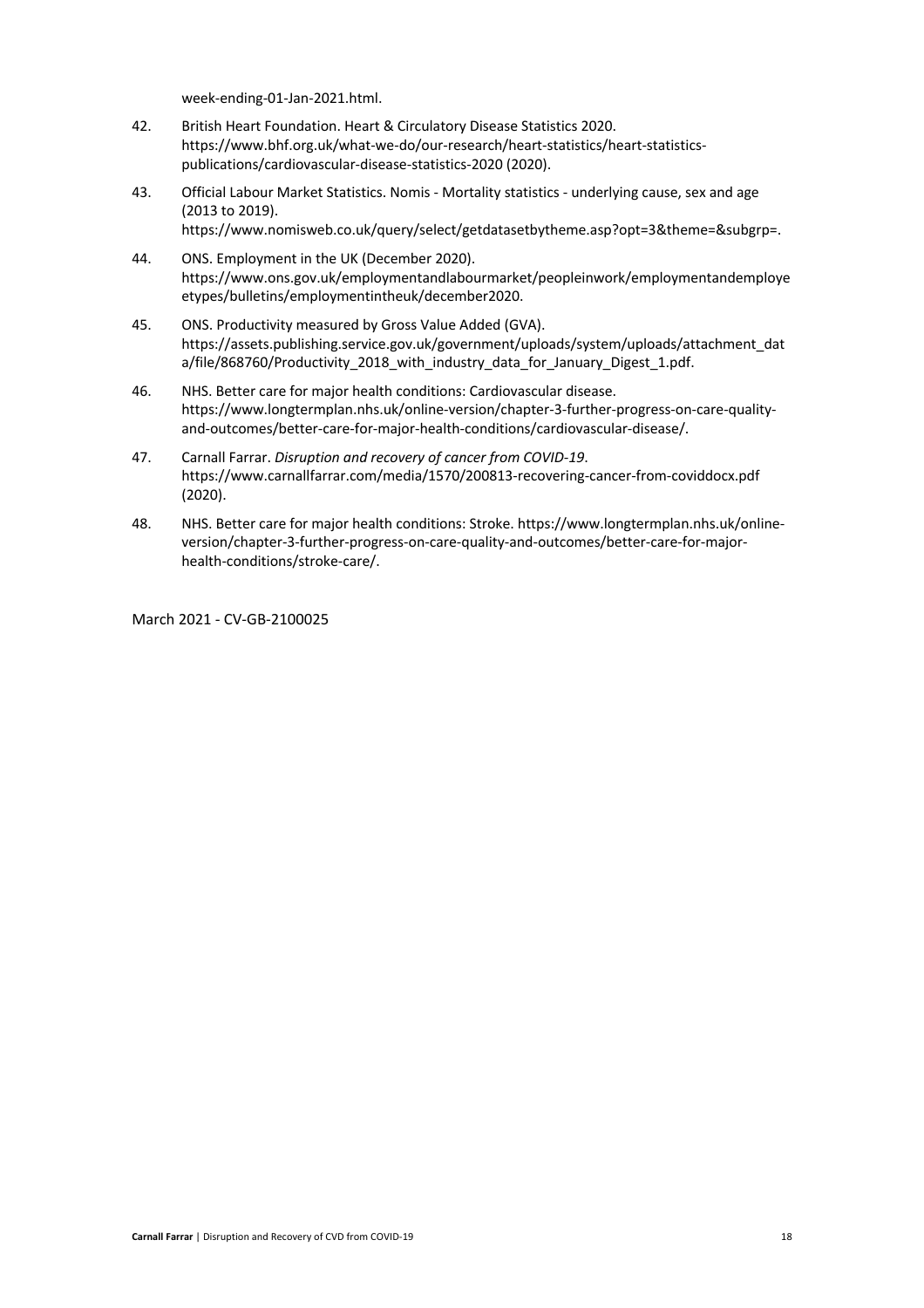week-ending-01-Jan-2021.html.

42. British Heart Foundation. Heart & Circulatory Disease Statistics 2020. https://www.bhf.org.uk/what-we-do/our-research/heart-statistics/heart-statistics-publications/cardiovascular-disease-statistics-2020 (2020).

43. Official Labour Market Statistics. Nomis - Mortality statistics - underlying cause, sex and age (2013 to 2019). https://www.nomisweb.co.uk/query/select/getdatasetbytheme.asp?opt=3&theme=&subgrp=.

44. ONS. Employment in the UK (December 2020). https://www.ons.gov.uk/employmentandlabourmarket/peopleinwork/employmentandemployeetypes/bulletins/employmentintheuk/december2020.

45. ONS. Productivity measured by Gross Value Added (GVA). https://assets.publishing.service.gov.uk/government/uploads/system/uploads/attachment_data/file/868760/Productivity_2018_with_industry_data_for_January_Digest_1.pdf.

46. NHS. Better care for major health conditions: Cardiovascular disease. https://www.longtermplan.nhs.uk/online-version/chapter-3-further-progress-on-care-quality-and-outcomes/better-care-for-major-health-conditions/cardiovascular-disease/.

47. Carnall Farrar. *Disruption and recovery of cancer from COVID-19*. https://www.carnallfarrar.com/media/1570/200813-recovering-cancer-from-coviddocx.pdf (2020).

48. NHS. Better care for major health conditions: Stroke. https://www.longtermplan.nhs.uk/online-version/chapter-3-further-progress-on-care-quality-and-outcomes/better-care-for-major-health-conditions/stroke-care/.

March 2021 - CV-GB-2100025